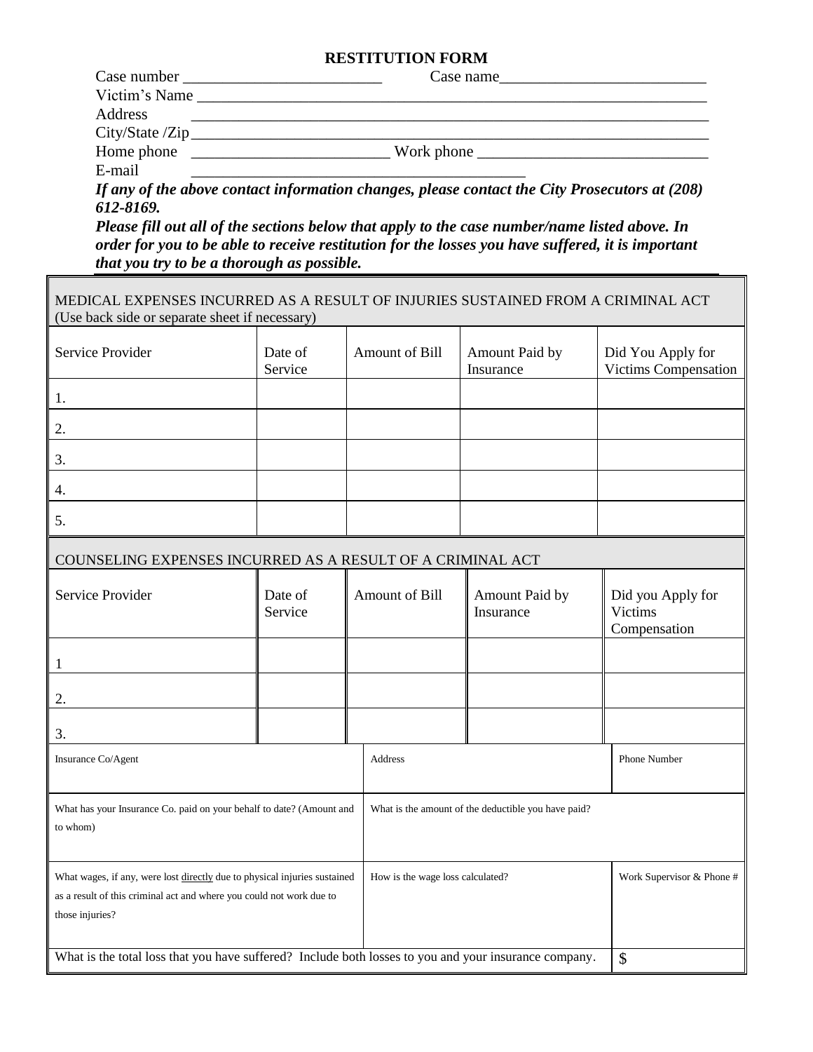# RESTITUTION FORM

Case number \_\_\_\_\_\_\_\_\_\_\_\_\_\_\_\_\_\_\_\_\_\_\_\_\_ Case name\_\_\_\_\_\_\_\_\_\_\_\_\_\_\_\_\_\_\_\_\_\_\_\_\_\_

Victim's Name \_\_\_\_\_\_\_\_\_\_\_\_\_\_\_\_\_\_\_\_\_\_\_\_\_\_\_\_\_\_\_\_\_\_\_\_\_\_\_\_\_\_\_\_\_\_\_\_\_\_\_\_\_\_\_\_\_\_\_\_\_\_\_\_

Address \_\_\_\_\_\_\_\_\_\_\_\_\_\_\_\_\_\_\_\_\_\_\_\_\_\_\_\_\_\_\_\_\_\_\_\_\_\_\_\_\_\_\_\_\_\_\_\_\_\_\_\_\_\_\_\_\_\_\_\_\_\_\_\_\_\_\_\_

City/State /Zip\_\_\_\_\_\_\_\_\_\_\_\_\_\_\_\_\_\_\_\_\_\_\_\_\_\_\_\_\_\_\_\_\_\_\_\_\_\_\_\_\_\_\_\_\_\_\_\_\_\_\_\_\_\_\_\_\_\_\_\_\_\_\_\_\_\_

Home phone \_\_\_\_\_\_\_\_\_\_\_\_\_\_\_\_\_\_\_\_\_\_\_\_\_\_ Work phone \_\_\_\_\_\_\_\_\_\_\_\_\_\_\_\_\_\_\_\_\_\_\_\_\_\_\_\_\_\_

E-mail \_\_\_\_\_\_\_\_\_\_\_\_\_\_\_\_\_\_\_\_\_\_\_\_\_\_\_\_\_\_\_\_\_\_\_\_\_\_\_\_\_\_\_\_

***If any of the above contact information changes, please contact the City Prosecutors at (208) 612-8169.***

***Please fill out all of the sections below that apply to the case number/name listed above. In order for you to be able to receive restitution for the losses you have suffered, it is important that you try to be a thorough as possible.***

**MEDICAL EXPENSES INCURRED AS A RESULT OF INJURIES SUSTAINED FROM A CRIMINAL ACT**
(Use back side or separate sheet if necessary)

| Service Provider | Date of Service | Amount of Bill | Amount Paid by Insurance | Did You Apply for Victims Compensation |
|---|---|---|---|---|
| 1. | | | | |
| 2. | | | | |
| 3. | | | | |
| 4. | | | | |
| 5. | | | | |

**COUNSELING EXPENSES INCURRED AS A RESULT OF A CRIMINAL ACT**

| Service Provider | Date of Service | Amount of Bill | Amount Paid by Insurance | Did you Apply for Victims Compensation |
|---|---|---|---|---|
| 1 | | | | |
| 2. | | | | |
| 3. | | | | |

| Insurance Co/Agent | Address | Phone Number |
|---|---|---|
| | | |

| What has your Insurance Co. paid on your behalf to date? (Amount and to whom) | What is the amount of the deductible you have paid? |
|---|---|
| | |

| What wages, if any, were lost directly due to physical injuries sustained as a result of this criminal act and where you could not work due to those injuries? | How is the wage loss calculated? | Work Supervisor & Phone # |
|---|---|---|
| | | |

| What is the total loss that you have suffered? Include both losses to you and your insurance company. | $ |
|---|---|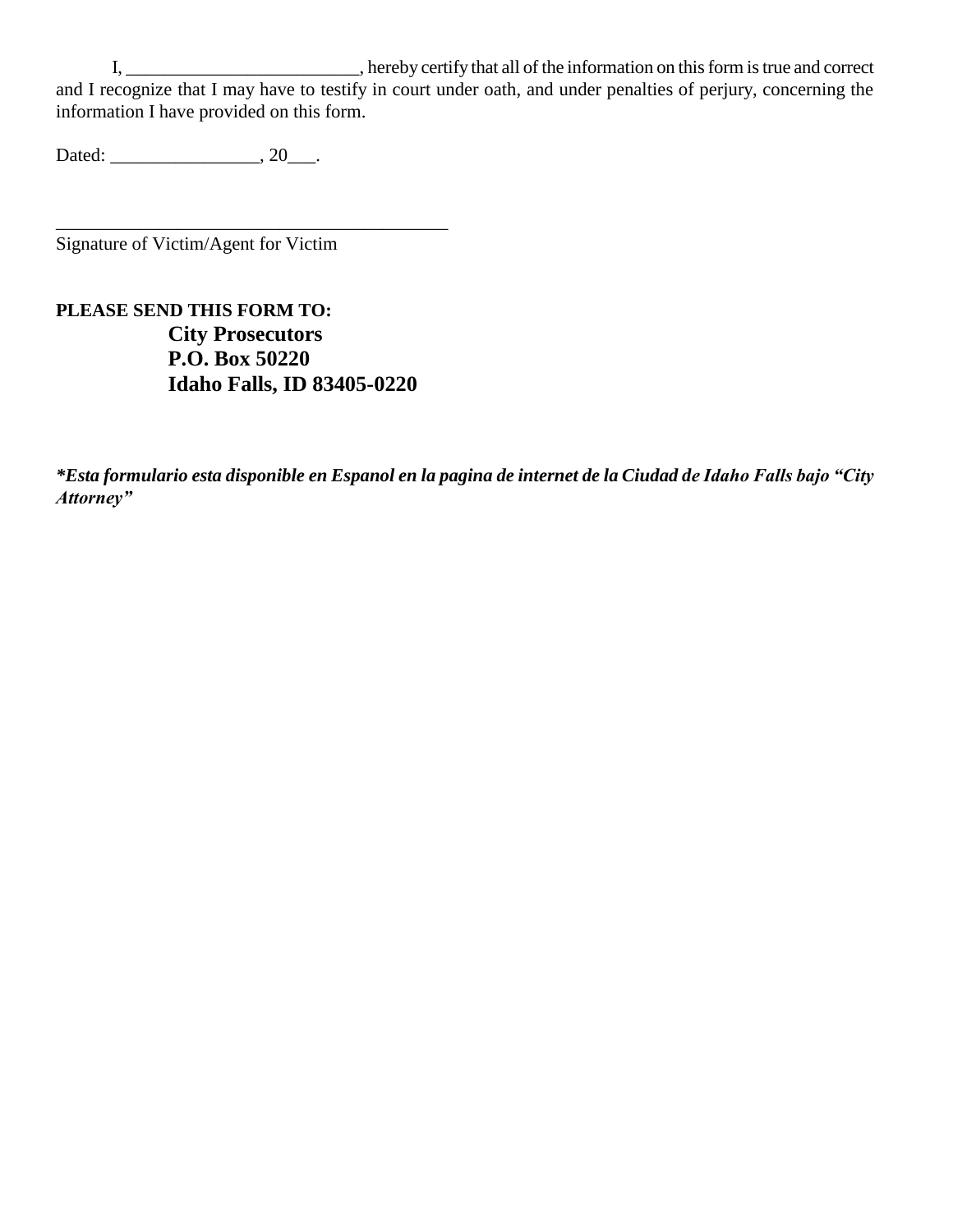I, _________________________, hereby certify that all of the information on this form is true and correct and I recognize that I may have to testify in court under oath, and under penalties of perjury, concerning the information I have provided on this form.

Dated: ________________, 20___.

____________________________________________
Signature of Victim/Agent for Victim

**PLEASE SEND THIS FORM TO:**

**City Prosecutors**
**P.O. Box 50220**
**Idaho Falls, ID 83405-0220**

***Esta formulario esta disponible en Espanol en la pagina de internet de la Ciudad de Idaho Falls bajo "City Attorney"***